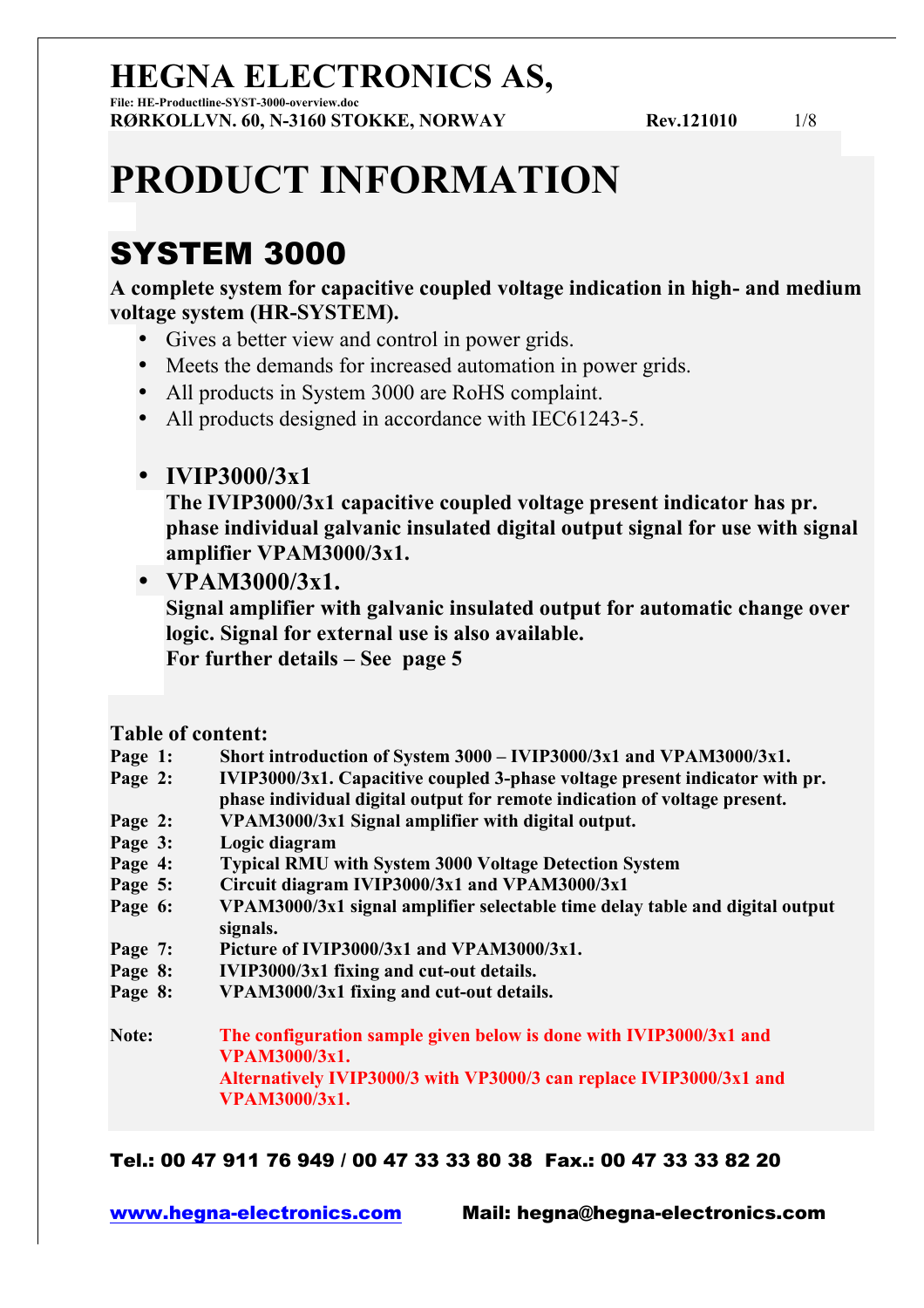# HEGNA ELECTRONICS AS,

**File: HE-Productline-SYST-3000-overview.doc**

**RØRKOLLVN. 60, N-3160 STOKKE, NORWAY** **Rev.121010**

# PRODUCT INFORMATION

## SYSTEM 3000

**A complete system for capacitive coupled voltage indication in high- and medium voltage system (HR-SYSTEM).**

- Gives a better view and control in power grids.
- Meets the demands for increased automation in power grids.
- All products in System 3000 are RoHS complaint.
- All products designed in accordance with IEC61243-5.

- **IVIP3000/3x1**
  **The IVIP3000/3x1 capacitive coupled voltage present indicator has pr. phase individual galvanic insulated digital output signal for use with signal amplifier VPAM3000/3x1.**
- **VPAM3000/3x1.**
  **Signal amplifier with galvanic insulated output for automatic change over logic. Signal for external use is also available.**
  **For further details – See page 5**

**Table of content:**

| | |
|---|---|
| **Page 1:** | **Short introduction of System 3000 – IVIP3000/3x1 and VPAM3000/3x1.** |
| **Page 2:** | **IVIP3000/3x1. Capacitive coupled 3-phase voltage present indicator with pr. phase individual digital output for remote indication of voltage present.** |
| **Page 2:** | **VPAM3000/3x1 Signal amplifier with digital output.** |
| **Page 3:** | **Logic diagram** |
| **Page 4:** | **Typical RMU with System 3000 Voltage Detection System** |
| **Page 5:** | **Circuit diagram IVIP3000/3x1 and VPAM3000/3x1** |
| **Page 6:** | **VPAM3000/3x1 signal amplifier selectable time delay table and digital output signals.** |
| **Page 7:** | **Picture of IVIP3000/3x1 and VPAM3000/3x1.** |
| **Page 8:** | **IVIP3000/3x1 fixing and cut-out details.** |
| **Page 8:** | **VPAM3000/3x1 fixing and cut-out details.** |

**Note:** **The configuration sample given below is done with IVIP3000/3x1 and VPAM3000/3x1.**
**Alternatively IVIP3000/3 with VP3000/3 can replace IVIP3000/3x1 and VPAM3000/3x1.**

**Tel.: 00 47 911 76 949 / 00 47 33 33 80 38 Fax.: 00 47 33 33 82 20**

**www.hegna-electronics.com** **Mail: hegna@hegna-electronics.com**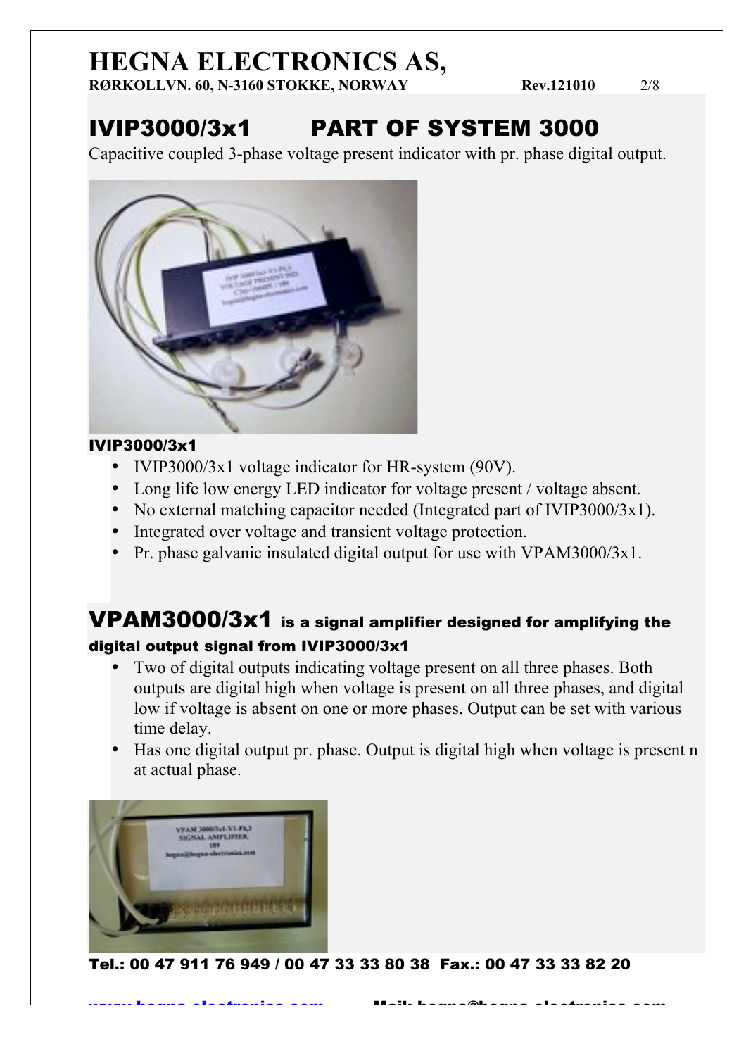## IVIP3000/3x1 PART OF SYSTEM 3000

Capacitive coupled 3-phase voltage present indicator with pr. phase digital output.

**IVIP3000/3x1**

- IVIP3000/3x1 voltage indicator for HR-system (90V).
- Long life low energy LED indicator for voltage present / voltage absent.
- No external matching capacitor needed (Integrated part of IVIP3000/3x1).
- Integrated over voltage and transient voltage protection.
- Pr. phase galvanic insulated digital output for use with VPAM3000/3x1.

## VPAM3000/3x1 is a signal amplifier designed for amplifying the digital output signal from IVIP3000/3x1

- Two of digital outputs indicating voltage present on all three phases. Both outputs are digital high when voltage is present on all three phases, and digital low if voltage is absent on one or more phases. Output can be set with various time delay.
- Has one digital output pr. phase. Output is digital high when voltage is present n at actual phase.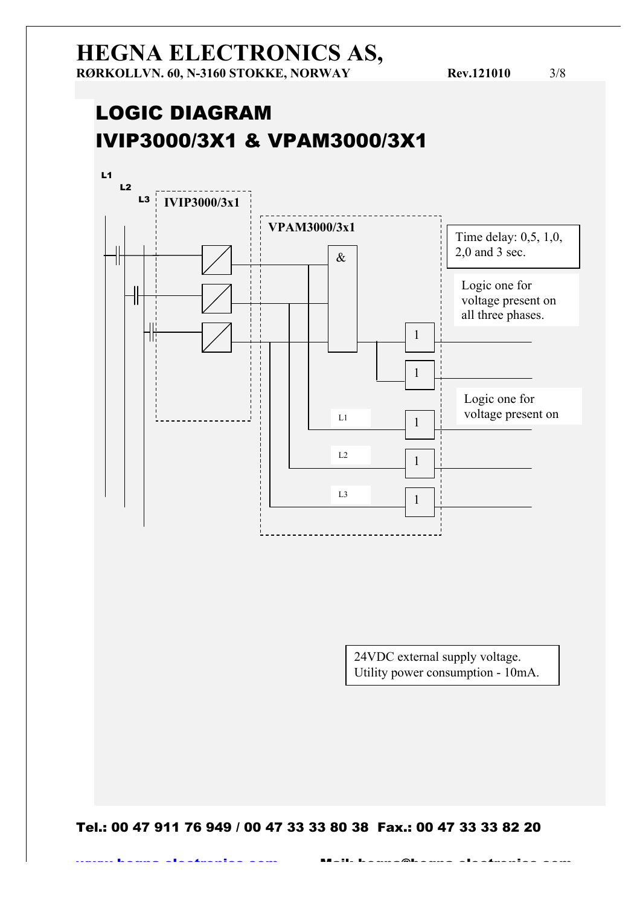# LOGIC DIAGRAM

# IVIP3000/3X1 & VPAM3000/3X1

L1

L2

L3

IVIP3000/3x1

VPAM3000/3x1

&

1

1

1

1

1

L1

L2

L3

Time delay: 0,5, 1,0, 2,0 and 3 sec.

Logic one for voltage present on all three phases.

Logic one for voltage present on

24VDC external supply voltage.
Utility power consumption - 10mA.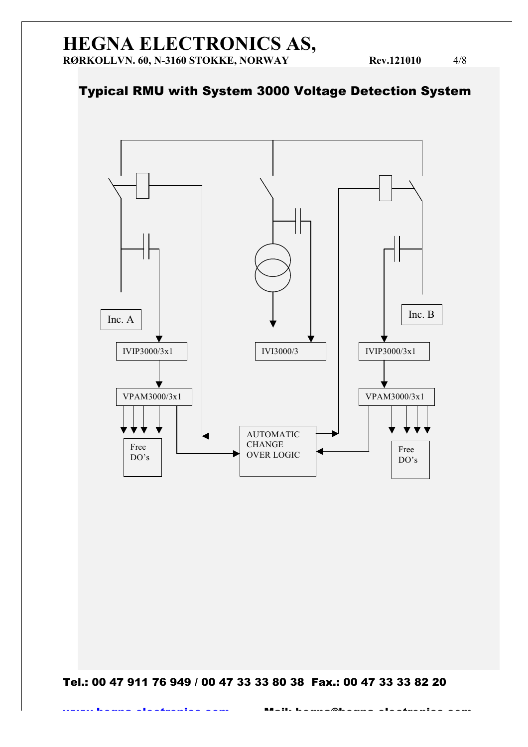## Typical RMU with System 3000 Voltage Detection System

Inc. A

IVIP3000/3x1

VPAM3000/3x1

Free DO's

IVI3000/3

AUTOMATIC CHANGE OVER LOGIC

Inc. B

IVIP3000/3x1

VPAM3000/3x1

Free DO's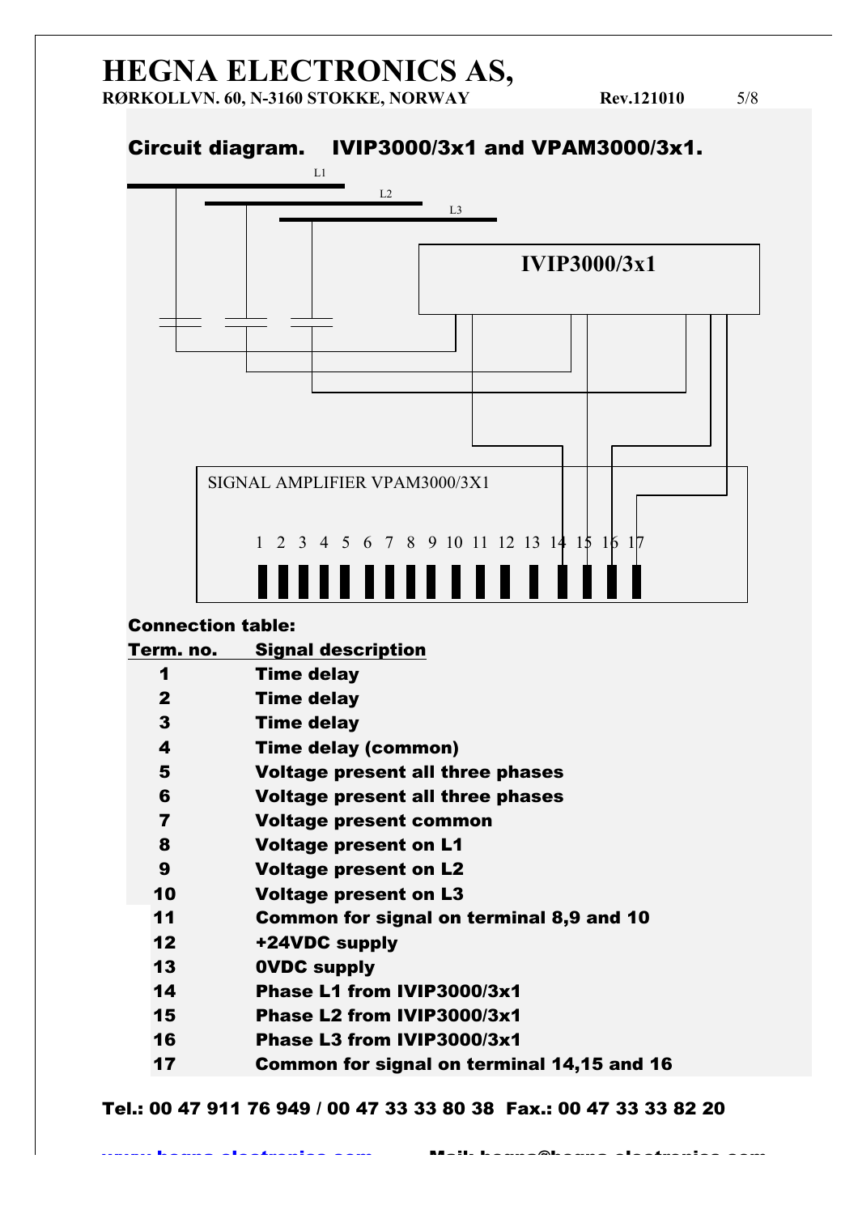# HEGNA ELECTRONICS AS,

**RØRKOLLVN. 60, N-3160 STOKKE, NORWAY** **Rev.121010**

## Circuit diagram. IVIP3000/3x1 and VPAM3000/3x1.

L1

L2

L3

IVIP3000/3x1

SIGNAL AMPLIFIER VPAM3000/3X1

1 2 3 4 5 6 7 8 9 10 11 12 13 14 15 16 17

**Connection table:**

| Term. no. | Signal description |
|---|---|
| 1 | Time delay |
| 2 | Time delay |
| 3 | Time delay |
| 4 | Time delay (common) |
| 5 | Voltage present all three phases |
| 6 | Voltage present all three phases |
| 7 | Voltage present common |
| 8 | Voltage present on L1 |
| 9 | Voltage present on L2 |
| 10 | Voltage present on L3 |
| 11 | Common for signal on terminal 8,9 and 10 |
| 12 | +24VDC supply |
| 13 | 0VDC supply |
| 14 | Phase L1 from IVIP3000/3x1 |
| 15 | Phase L2 from IVIP3000/3x1 |
| 16 | Phase L3 from IVIP3000/3x1 |
| 17 | Common for signal on terminal 14,15 and 16 |

**Tel.: 00 47 911 76 949 / 00 47 33 33 80 38 Fax.: 00 47 33 33 82 20**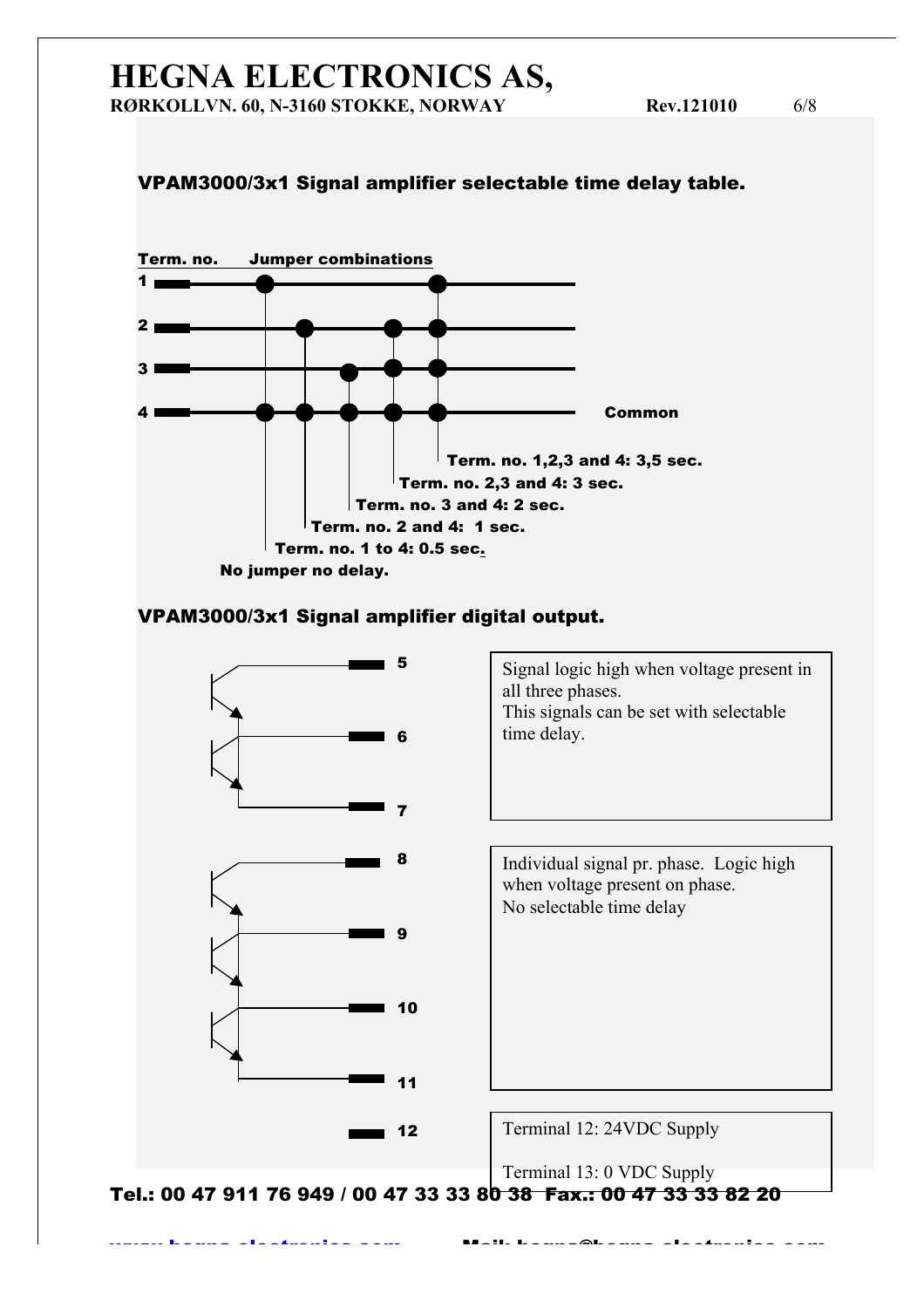## VPAM3000/3x1 Signal amplifier selectable time delay table.

**Term. no.** **Jumper combinations**

1
2
3
4 Common

**Term. no. 1,2,3 and 4: 3,5 sec.**
**Term. no. 2,3 and 4: 3 sec.**
**Term. no. 3 and 4: 2 sec.**
**Term. no. 2 and 4: 1 sec.**
**Term. no. 1 to 4: 0.5 sec.**
**No jumper no delay.**

## VPAM3000/3x1 Signal amplifier digital output.

5
6
7

Signal logic high when voltage present in all three phases.
This signals can be set with selectable time delay.

8
9
10
11

Individual signal pr. phase. Logic high when voltage present on phase.
No selectable time delay

12

Terminal 12: 24VDC Supply

Terminal 13: 0 VDC Supply

**Tel.: 00 47 911 76 949 / 00 47 33 33 80 38 Fax.: 00 47 33 33 82 20**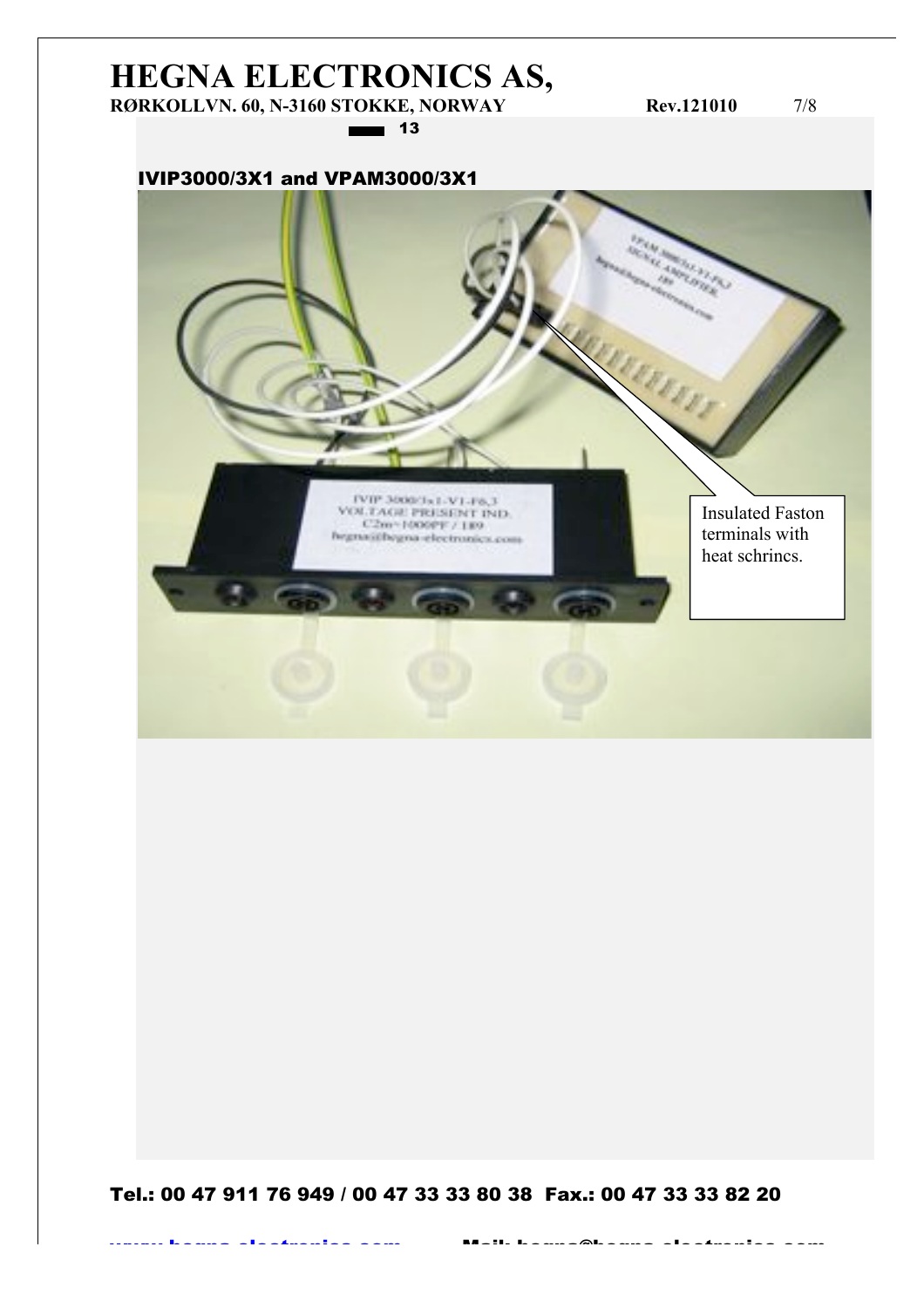13

## IVIP3000/3X1 and VPAM3000/3X1

Insulated Faston terminals with heat schrincs.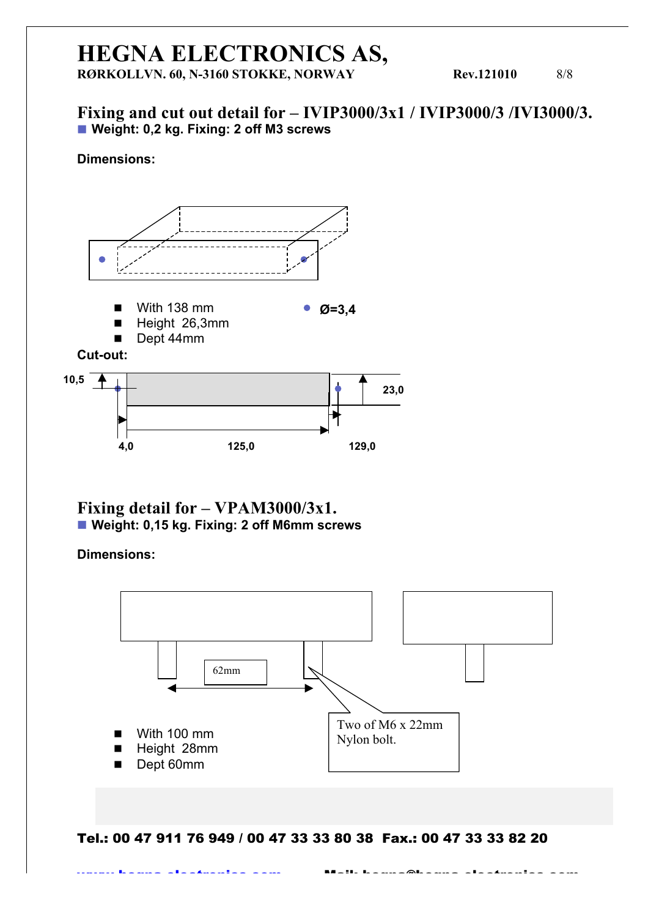# HEGNA ELECTRONICS AS,

**RØRKOLLVN. 60, N-3160 STOKKE, NORWAY** **Rev.121010**

## Fixing and cut out detail for – IVIP3000/3x1 / IVIP3000/3 /IVI3000/3.

- **Weight: 0,2 kg. Fixing: 2 off M3 screws**

**Dimensions:**

- With 138 mm
- Height 26,3mm
- Dept 44mm

**Ø=3,4**

**Cut-out:**

10,5

23,0

4,0

125,0

129,0

## Fixing detail for – VPAM3000/3x1.

- **Weight: 0,15 kg. Fixing: 2 off M6mm screws**

**Dimensions:**

62mm

Two of M6 x 22mm Nylon bolt.

- With 100 mm
- Height 28mm
- Dept 60mm

**Tel.: 00 47 911 76 949 / 00 47 33 33 80 38 Fax.: 00 47 33 33 82 20**